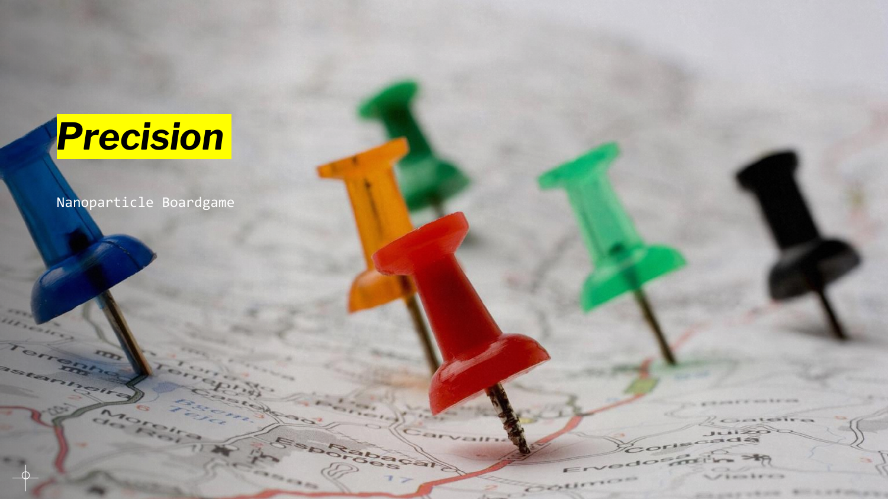# ***Precision***

Nanoparticle Boardgame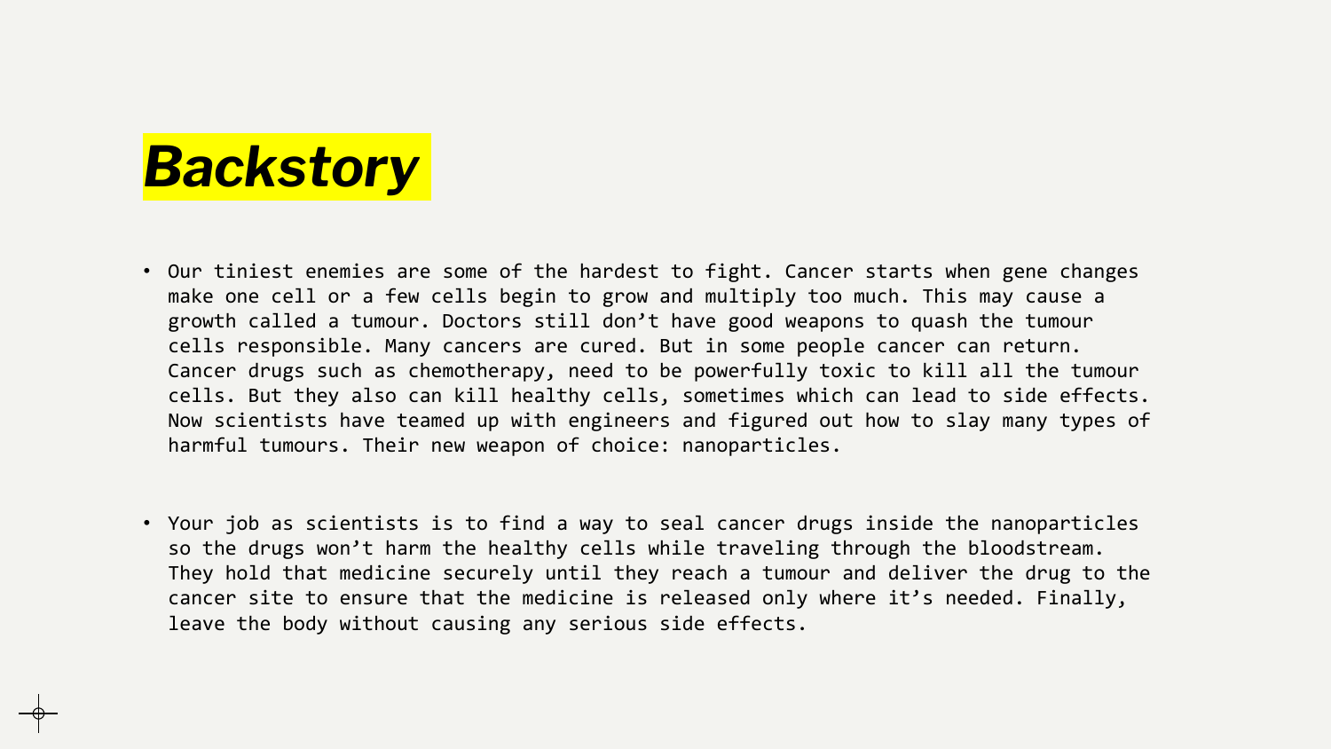# *Backstory*

- Our tiniest enemies are some of the hardest to fight. Cancer starts when gene changes make one cell or a few cells begin to grow and multiply too much. This may cause a growth called a tumour. Doctors still don't have good weapons to quash the tumour cells responsible. Many cancers are cured. But in some people cancer can return. Cancer drugs such as chemotherapy, need to be powerfully toxic to kill all the tumour cells. But they also can kill healthy cells, sometimes which can lead to side effects. Now scientists have teamed up with engineers and figured out how to slay many types of harmful tumours. Their new weapon of choice: nanoparticles.

- Your job as scientists is to find a way to seal cancer drugs inside the nanoparticles so the drugs won't harm the healthy cells while traveling through the bloodstream. They hold that medicine securely until they reach a tumour and deliver the drug to the cancer site to ensure that the medicine is released only where it's needed. Finally, leave the body without causing any serious side effects.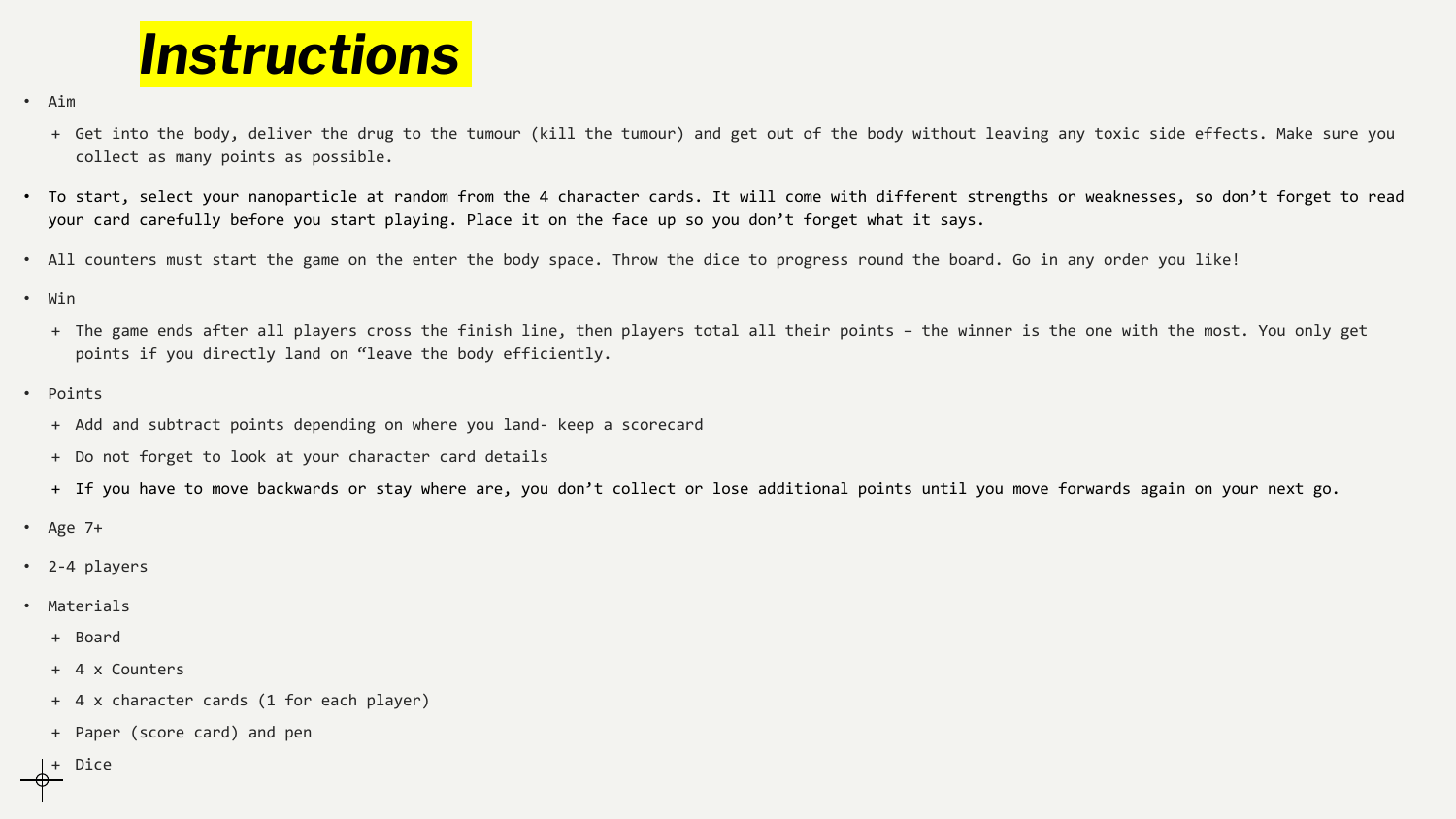# *Instructions*

- Aim
  - Get into the body, deliver the drug to the tumour (kill the tumour) and get out of the body without leaving any toxic side effects. Make sure you collect as many points as possible.
- To start, select your nanoparticle at random from the 4 character cards. It will come with different strengths or weaknesses, so don't forget to read your card carefully before you start playing. Place it on the face up so you don't forget what it says.
- All counters must start the game on the enter the body space. Throw the dice to progress round the board. Go in any order you like!
- Win
  - The game ends after all players cross the finish line, then players total all their points – the winner is the one with the most. You only get points if you directly land on "leave the body efficiently.
- Points
  - Add and subtract points depending on where you land- keep a scorecard
  - Do not forget to look at your character card details
  - If you have to move backwards or stay where are, you don't collect or lose additional points until you move forwards again on your next go.
- Age 7+
- 2-4 players
- Materials
  - Board
  - 4 x Counters
  - 4 x character cards (1 for each player)
  - Paper (score card) and pen
  - Dice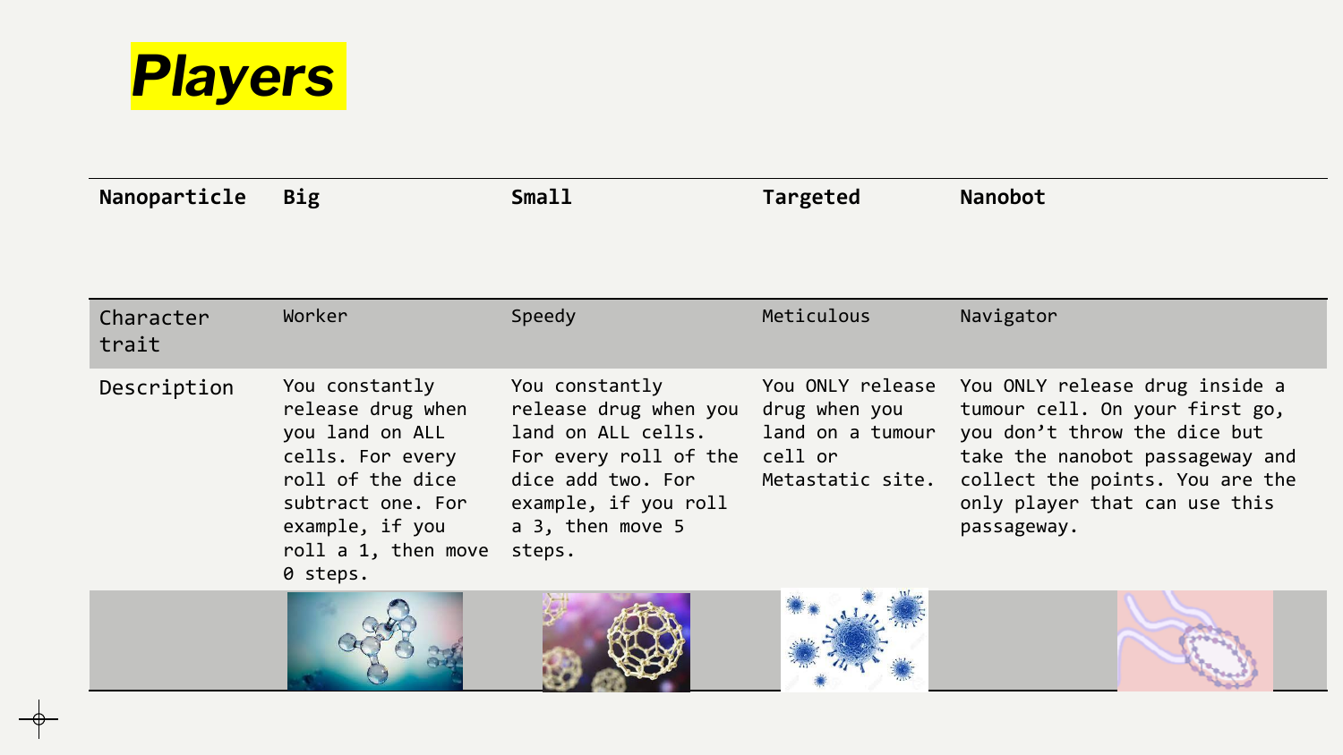# ***Players***

| Nanoparticle | Big | Small | Targeted | Nanobot |
|---|---|---|---|---|
| Character trait | Worker | Speedy | Meticulous | Navigator |
| Description | You constantly release drug when you land on ALL cells. For every roll of the dice subtract one. For example, if you roll a 1, then move 0 steps. | You constantly release drug when you land on ALL cells. For every roll of the dice add two. For example, if you roll a 3, then move 5 steps. | You ONLY release drug when you land on a tumour cell or Metastatic site. | You ONLY release drug inside a tumour cell. On your first go, you don't throw the dice but take the nanobot passageway and collect the points. You are the only player that can use this passageway. |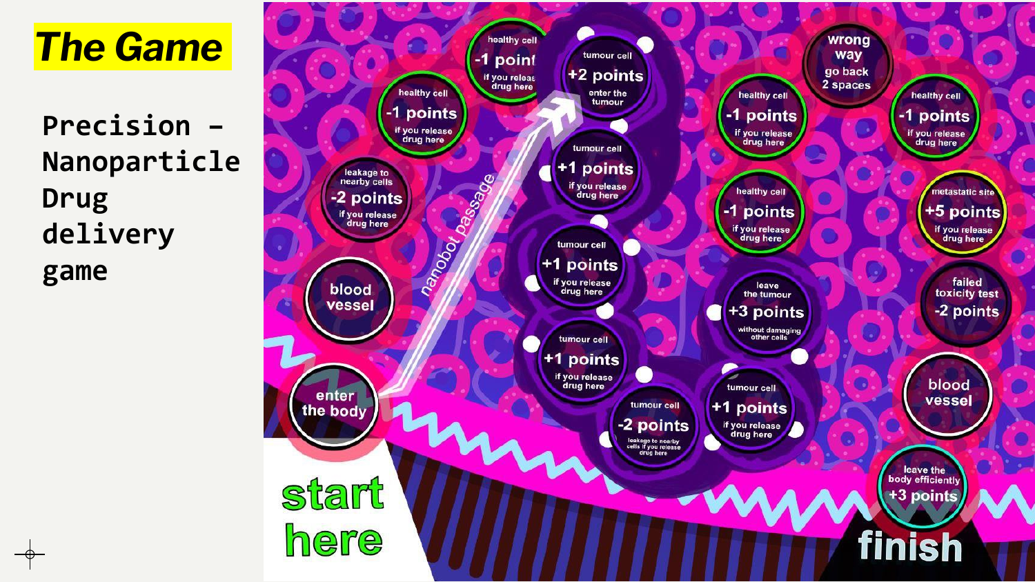# The Game

**Precision - Nanoparticle Drug delivery game**

start here

enter the body

nanobot passage

blood vessel

leakage to nearby cells -2 points if you release drug here

healthy cell -1 points if you release drug here

healthy cell -1 point if you release drug here

tumour cell +2 points enter the tumour

tumour cell +1 points if you release drug here

tumour cell +1 points if you release drug here

tumour cell +1 points if you release drug here

tumour cell -2 points leakage to nearby cells if you release drug here

tumour cell +1 points if you release drug here

leave the tumour +3 points without damaging other cells

healthy cell -1 points if you release drug here

healthy cell -1 points if you release drug here

wrong way go back 2 spaces

healthy cell -1 points if you release drug here

metastatic site +5 points if you release drug here

failed toxicity test -2 points

blood vessel

leave the body efficiently +3 points

finish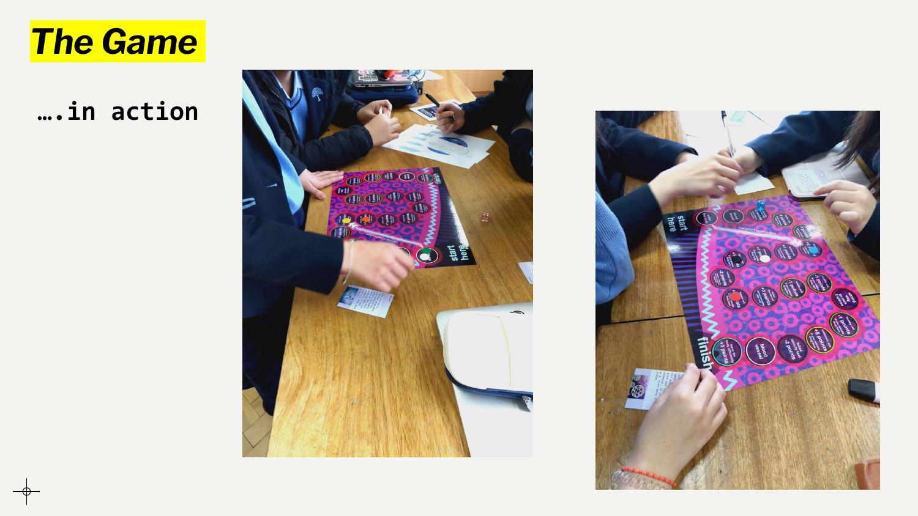# The Game

….in action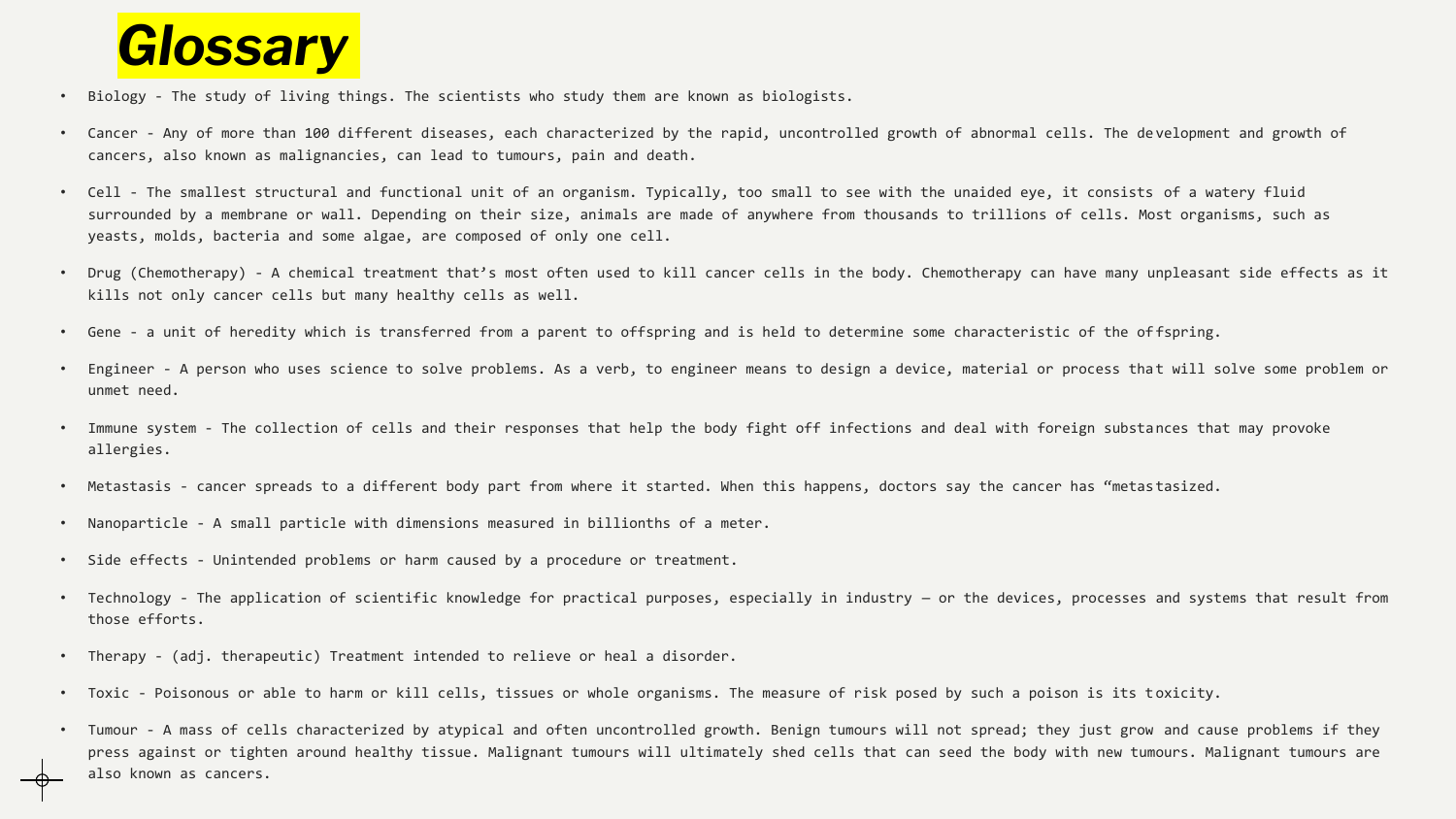# *Glossary*

- Biology - The study of living things. The scientists who study them are known as biologists.
- Cancer - Any of more than 100 different diseases, each characterized by the rapid, uncontrolled growth of abnormal cells. The development and growth of cancers, also known as malignancies, can lead to tumours, pain and death.
- Cell - The smallest structural and functional unit of an organism. Typically, too small to see with the unaided eye, it consists of a watery fluid surrounded by a membrane or wall. Depending on their size, animals are made of anywhere from thousands to trillions of cells. Most organisms, such as yeasts, molds, bacteria and some algae, are composed of only one cell.
- Drug (Chemotherapy) - A chemical treatment that's most often used to kill cancer cells in the body. Chemotherapy can have many unpleasant side effects as it kills not only cancer cells but many healthy cells as well.
- Gene - a unit of heredity which is transferred from a parent to offspring and is held to determine some characteristic of the offspring.
- Engineer - A person who uses science to solve problems. As a verb, to engineer means to design a device, material or process that will solve some problem or unmet need.
- Immune system - The collection of cells and their responses that help the body fight off infections and deal with foreign substances that may provoke allergies.
- Metastasis - cancer spreads to a different body part from where it started. When this happens, doctors say the cancer has "metastasized.
- Nanoparticle - A small particle with dimensions measured in billionths of a meter.
- Side effects - Unintended problems or harm caused by a procedure or treatment.
- Technology - The application of scientific knowledge for practical purposes, especially in industry — or the devices, processes and systems that result from those efforts.
- Therapy - (adj. therapeutic) Treatment intended to relieve or heal a disorder.
- Toxic - Poisonous or able to harm or kill cells, tissues or whole organisms. The measure of risk posed by such a poison is its toxicity.
- Tumour - A mass of cells characterized by atypical and often uncontrolled growth. Benign tumours will not spread; they just grow and cause problems if they press against or tighten around healthy tissue. Malignant tumours will ultimately shed cells that can seed the body with new tumours. Malignant tumours are also known as cancers.